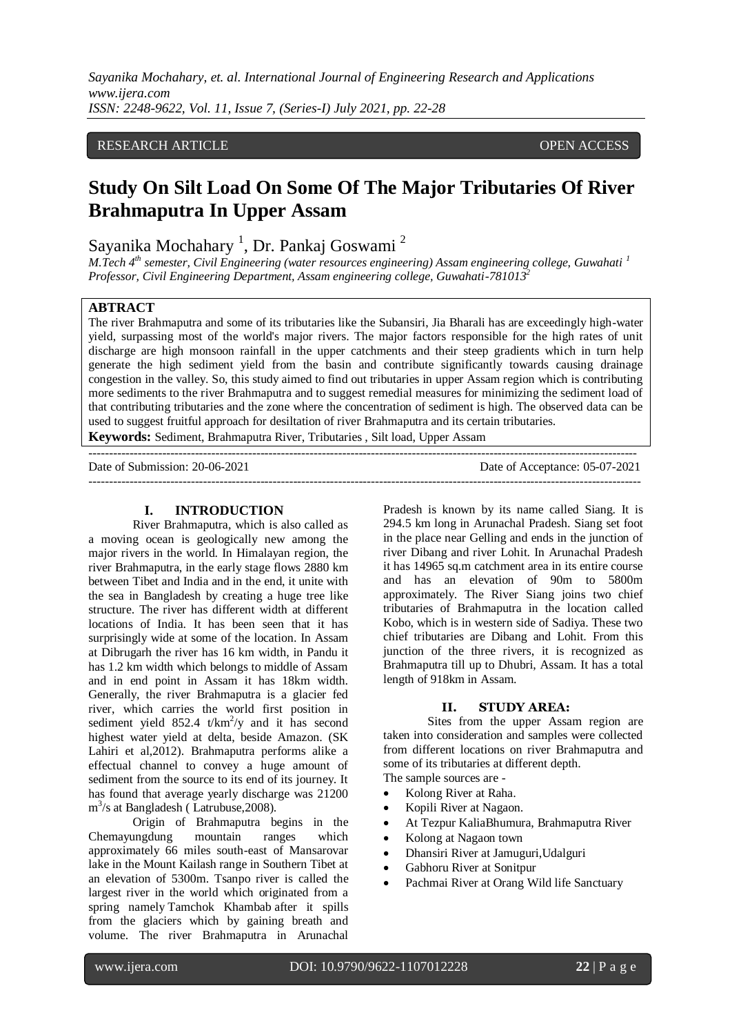RESEARCH ARTICLE OPEN ACCESS

# Study On Silt Load On Some Of The Major Tributaries Of River Brahmaputra In Upper Assam

Sayanika Mochahary [1], Dr. Pankaj Goswami [2]

*M.Tech 4th semester, Civil Engineering (water resources engineering) Assam engineering college, Guwahati [1]*
*Professor, Civil Engineering Department, Assam engineering college, Guwahati-781013[2]*

**ABTRACT**

The river Brahmaputra and some of its tributaries like the Subansiri, Jia Bharali has are exceedingly high-water yield, surpassing most of the world's major rivers. The major factors responsible for the high rates of unit discharge are high monsoon rainfall in the upper catchments and their steep gradients which in turn help generate the high sediment yield from the basin and contribute significantly towards causing drainage congestion in the valley. So, this study aimed to find out tributaries in upper Assam region which is contributing more sediments to the river Brahmaputra and to suggest remedial measures for minimizing the sediment load of that contributing tributaries and the zone where the concentration of sediment is high. The observed data can be used to suggest fruitful approach for desiltation of river Brahmaputra and its certain tributaries.

**Keywords:** Sediment, Brahmaputra River, Tributaries , Silt load, Upper Assam

Date of Submission: 20-06-2021 Date of Acceptance: 05-07-2021

## I. INTRODUCTION

River Brahmaputra, which is also called as a moving ocean is geologically new among the major rivers in the world. In Himalayan region, the river Brahmaputra, in the early stage flows 2880 km between Tibet and India and in the end, it unite with the sea in Bangladesh by creating a huge tree like structure. The river has different width at different locations of India. It has been seen that it has surprisingly wide at some of the location. In Assam at Dibrugarh the river has 16 km width, in Pandu it has 1.2 km width which belongs to middle of Assam and in end point in Assam it has 18km width. Generally, the river Brahmaputra is a glacier fed river, which carries the world first position in sediment yield 852.4 $t/km^2/y$ and it has second highest water yield at delta, beside Amazon. (SK Lahiri et al,2012). Brahmaputra performs alike a effectual channel to convey a huge amount of sediment from the source to its end of its journey. It has found that average yearly discharge was 21200 $m^3/s$ at Bangladesh ( Latrubuse,2008).

Origin of Brahmaputra begins in the Chemayungdung mountain ranges which approximately 66 miles south-east of Mansarovar lake in the Mount Kailash range in Southern Tibet at an elevation of 5300m. Tsanpo river is called the largest river in the world which originated from a spring namely Tamchok Khambab after it spills from the glaciers which by gaining breath and volume. The river Brahmaputra in Arunachal Pradesh is known by its name called Siang. It is 294.5 km long in Arunachal Pradesh. Siang set foot in the place near Gelling and ends in the junction of river Dibang and river Lohit. In Arunachal Pradesh it has 14965 sq.m catchment area in its entire course and has an elevation of 90m to 5800m approximately. The River Siang joins two chief tributaries of Brahmaputra in the location called Kobo, which is in western side of Sadiya. These two chief tributaries are Dibang and Lohit. From this junction of the three rivers, it is recognized as Brahmaputra till up to Dhubri, Assam. It has a total length of 918km in Assam.

## II. STUDY AREA:

Sites from the upper Assam region are taken into consideration and samples were collected from different locations on river Brahmaputra and some of its tributaries at different depth.

The sample sources are -

- Kolong River at Raha.
- Kopili River at Nagaon.
- At Tezpur KaliaBhumura, Brahmaputra River
- Kolong at Nagaon town
- Dhansiri River at Jamuguri,Udalguri
- Gabhoru River at Sonitpur
- Pachmai River at Orang Wild life Sanctuary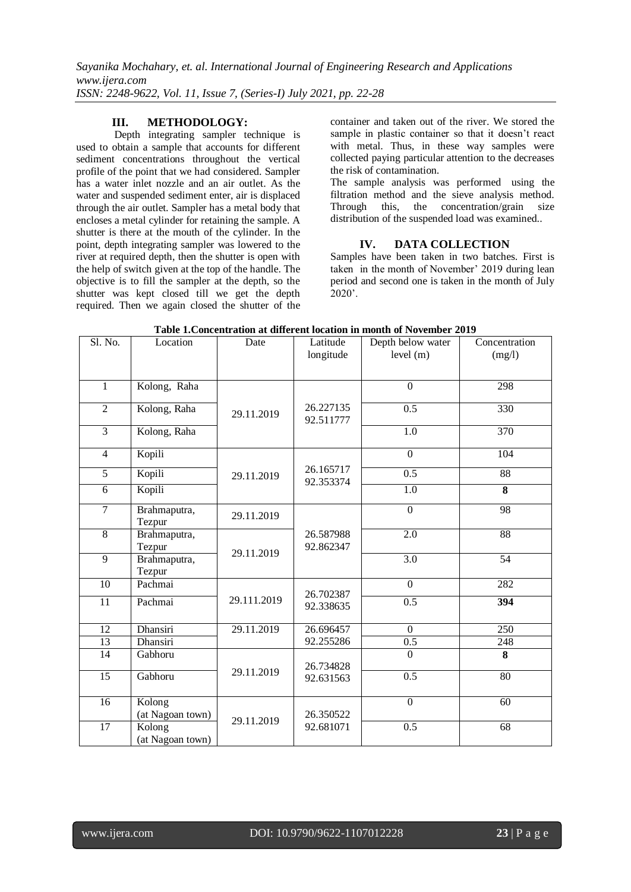## III. METHODOLOGY:

Depth integrating sampler technique is used to obtain a sample that accounts for different sediment concentrations throughout the vertical profile of the point that we had considered. Sampler has a water inlet nozzle and an air outlet. As the water and suspended sediment enter, air is displaced through the air outlet. Sampler has a metal body that encloses a metal cylinder for retaining the sample. A shutter is there at the mouth of the cylinder. In the point, depth integrating sampler was lowered to the river at required depth, then the shutter is open with the help of switch given at the top of the handle. The objective is to fill the sampler at the depth, so the shutter was kept closed till we get the depth required. Then we again closed the shutter of the container and taken out of the river. We stored the sample in plastic container so that it doesn't react with metal. Thus, in these way samples were collected paying particular attention to the decreases the risk of contamination.

The sample analysis was performed using the filtration method and the sieve analysis method. Through this, the concentration/grain size distribution of the suspended load was examined..

## IV. DATA COLLECTION

Samples have been taken in two batches. First is taken in the month of November' 2019 during lean period and second one is taken in the month of July 2020'.

**Table 1.Concentration at different location in month of November 2019**

| Sl. No. | Location | Date | Latitude longitude | Depth below water level (m) | Concentration (mg/l) |
|---|---|---|---|---|---|
| 1 | Kolong, Raha | 29.11.2019 | 26.227135 92.511777 | 0 | 298 |
| 2 | Kolong, Raha | | | 0.5 | 330 |
| 3 | Kolong, Raha | | | 1.0 | 370 |
| 4 | Kopili | 29.11.2019 | 26.165717 92.353374 | 0 | 104 |
| 5 | Kopili | | | 0.5 | 88 |
| 6 | Kopili | | | 1.0 | **8** |
| 7 | Brahmaputra, Tezpur | 29.11.2019 | 26.587988 92.862347 | 0 | 98 |
| 8 | Brahmaputra, Tezpur | 29.11.2019 | | 2.0 | 88 |
| 9 | Brahmaputra, Tezpur | | | 3.0 | 54 |
| 10 | Pachmai | 29.111.2019 | 26.702387 92.338635 | 0 | 282 |
| 11 | Pachmai | | | 0.5 | **394** |
| 12 | Dhansiri | 29.11.2019 | 26.696457 92.255286 | 0 | 250 |
| 13 | Dhansiri | | | 0.5 | 248 |
| 14 | Gabhoru | 29.11.2019 | 26.734828 92.631563 | 0 | **8** |
| 15 | Gabhoru | | | 0.5 | 80 |
| 16 | Kolong (at Nagoan town) | 29.11.2019 | 26.350522 92.681071 | 0 | 60 |
| 17 | Kolong (at Nagoan town) | | | 0.5 | 68 |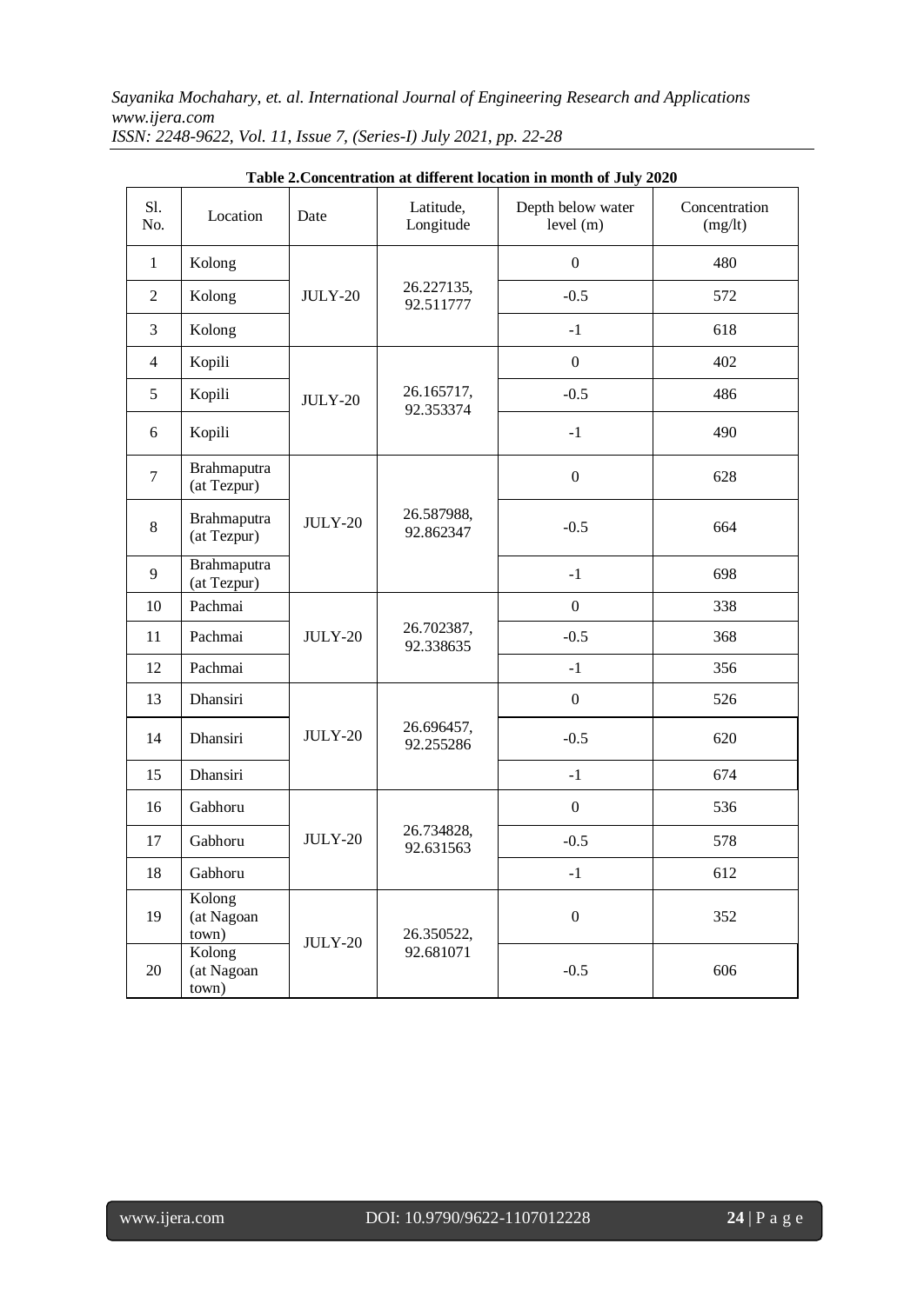**Table 2.Concentration at different location in month of July 2020**

| Sl. No. | Location | Date | Latitude, Longitude | Depth below water level (m) | Concentration (mg/lt) |
|---|---|---|---|---|---|
| 1 | Kolong | JULY-20 | 26.227135, 92.511777 | 0 | 480 |
| 2 | Kolong | | | -0.5 | 572 |
| 3 | Kolong | | | -1 | 618 |
| 4 | Kopili | JULY-20 | 26.165717, 92.353374 | 0 | 402 |
| 5 | Kopili | | | -0.5 | 486 |
| 6 | Kopili | | | -1 | 490 |
| 7 | Brahmaputra (at Tezpur) | JULY-20 | 26.587988, 92.862347 | 0 | 628 |
| 8 | Brahmaputra (at Tezpur) | | | -0.5 | 664 |
| 9 | Brahmaputra (at Tezpur) | | | -1 | 698 |
| 10 | Pachmai | JULY-20 | 26.702387, 92.338635 | 0 | 338 |
| 11 | Pachmai | | | -0.5 | 368 |
| 12 | Pachmai | | | -1 | 356 |
| 13 | Dhansiri | JULY-20 | 26.696457, 92.255286 | 0 | 526 |
| 14 | Dhansiri | | | -0.5 | 620 |
| 15 | Dhansiri | | | -1 | 674 |
| 16 | Gabhoru | JULY-20 | 26.734828, 92.631563 | 0 | 536 |
| 17 | Gabhoru | | | -0.5 | 578 |
| 18 | Gabhoru | | | -1 | 612 |
| 19 | Kolong (at Nagoan town) | JULY-20 | 26.350522, 92.681071 | 0 | 352 |
| 20 | Kolong (at Nagoan town) | | | -0.5 | 606 |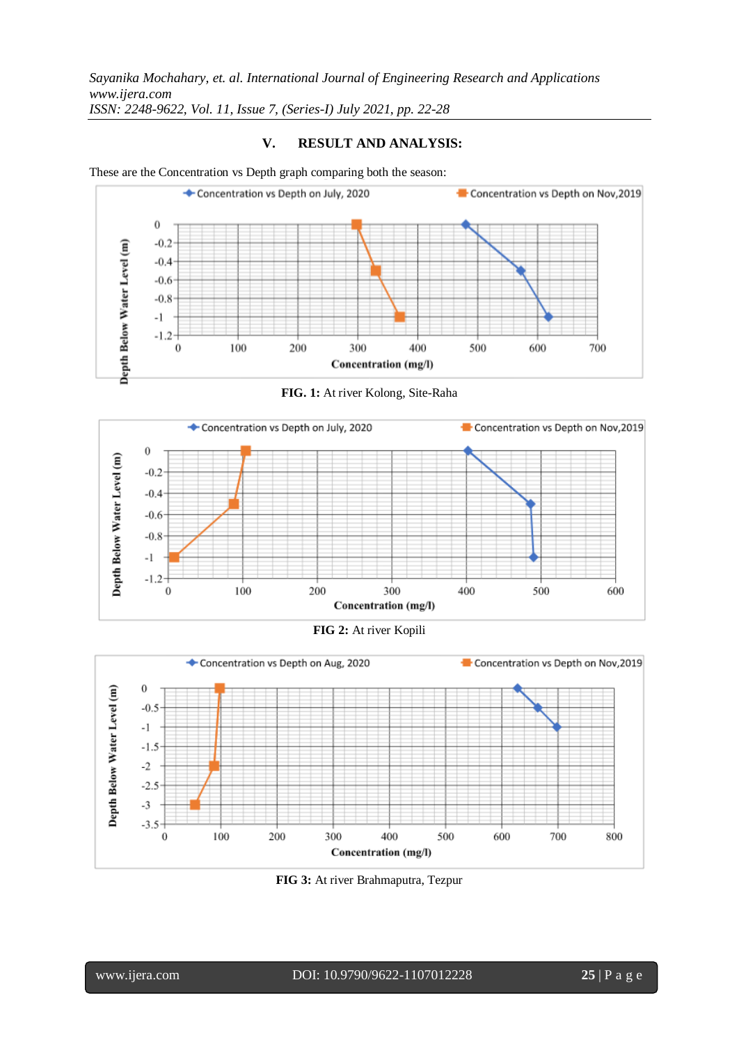## V. RESULT AND ANALYSIS:

These are the Concentration vs Depth graph comparing both the season:

**FIG. 1:** At river Kolong, Site-Raha

**FIG 2:** At river Kopili

**FIG 3:** At river Brahmaputra, Tezpur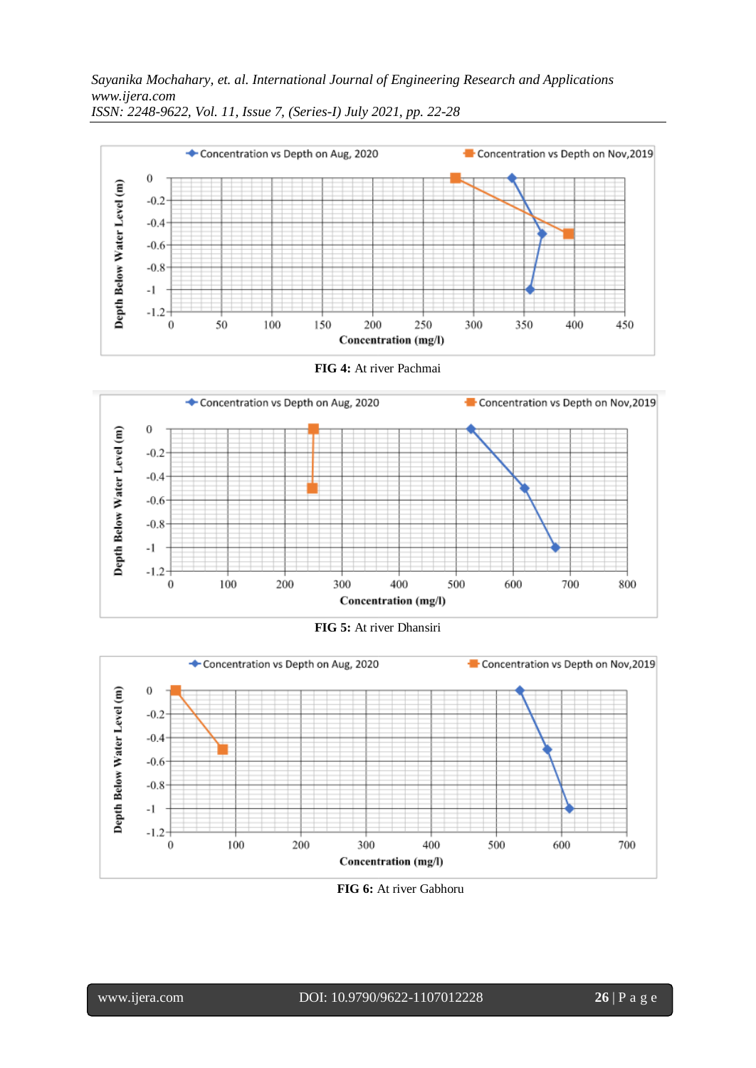FIG 4: At river Pachmai

FIG 5: At river Dhansiri

FIG 6: At river Gabhoru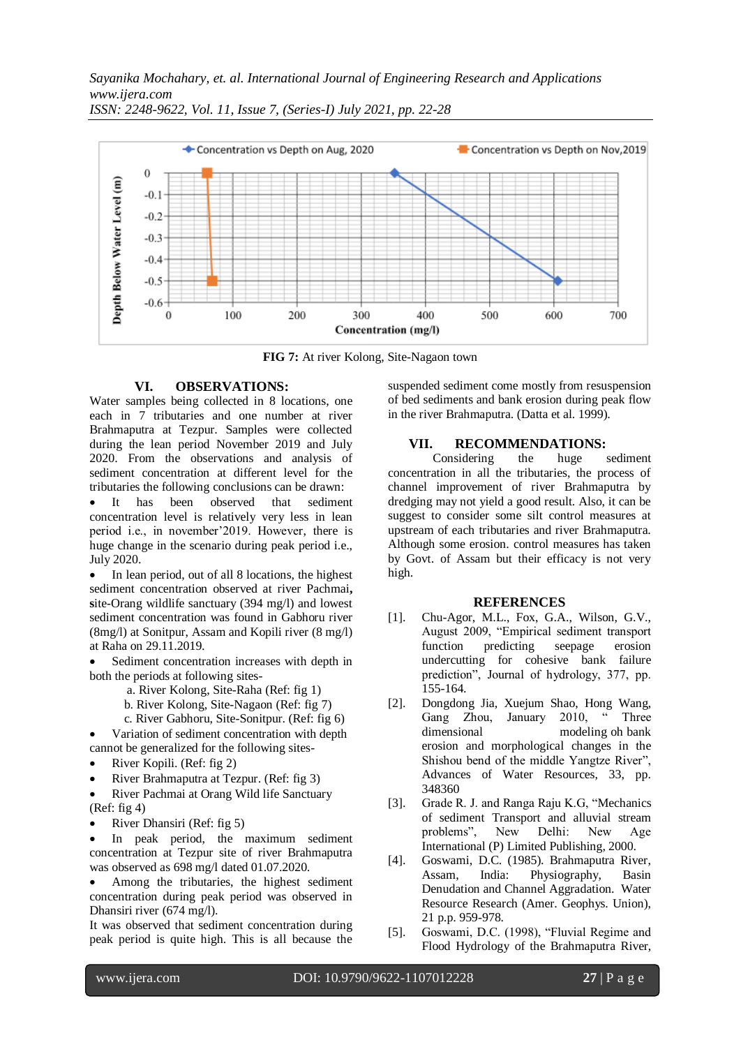FIG 7: At river Kolong, Site-Nagaon town

## VI. OBSERVATIONS:

Water samples being collected in 8 locations, one each in 7 tributaries and one number at river Brahmaputra at Tezpur. Samples were collected during the lean period November 2019 and July 2020. From the observations and analysis of sediment concentration at different level for the tributaries the following conclusions can be drawn:

- It has been observed that sediment concentration level is relatively very less in lean period i.e., in november'2019. However, there is huge change in the scenario during peak period i.e., July 2020.
- In lean period, out of all 8 locations, the highest sediment concentration observed at river Pachmai**, s**ite-Orang wildlife sanctuary (394 mg/l) and lowest sediment concentration was found in Gabhoru river (8mg/l) at Sonitpur, Assam and Kopili river (8 mg/l) at Raha on 29.11.2019.
- Sediment concentration increases with depth in both the periods at following sites-
  a. River Kolong, Site-Raha (Ref: fig 1)
  b. River Kolong, Site-Nagaon (Ref: fig 7)
  c. River Gabhoru, Site-Sonitpur. (Ref: fig 6)
- Variation of sediment concentration with depth cannot be generalized for the following sites-
- River Kopili. (Ref: fig 2)
- River Brahmaputra at Tezpur. (Ref: fig 3)
- River Pachmai at Orang Wild life Sanctuary (Ref: fig 4)
- River Dhansiri (Ref: fig 5)
- In peak period, the maximum sediment concentration at Tezpur site of river Brahmaputra was observed as 698 mg/l dated 01.07.2020.
- Among the tributaries, the highest sediment concentration during peak period was observed in Dhansiri river (674 mg/l).

It was observed that sediment concentration during peak period is quite high. This is all because the suspended sediment come mostly from resuspension of bed sediments and bank erosion during peak flow in the river Brahmaputra. (Datta et al. 1999).

## VII. RECOMMENDATIONS:

Considering the huge sediment concentration in all the tributaries, the process of channel improvement of river Brahmaputra by dredging may not yield a good result. Also, it can be suggest to consider some silt control measures at upstream of each tributaries and river Brahmaputra. Although some erosion. control measures has taken by Govt. of Assam but their efficacy is not very high.

## REFERENCES

[1]. Chu-Agor, M.L., Fox, G.A., Wilson, G.V., August 2009, "Empirical sediment transport function predicting seepage erosion undercutting for cohesive bank failure prediction", Journal of hydrology, 377, pp. 155-164.

[2]. Dongdong Jia, Xuejum Shao, Hong Wang, Gang Zhou, January 2010, " Three dimensional modeling oh bank erosion and morphological changes in the Shishou bend of the middle Yangtze River", Advances of Water Resources, 33, pp. 348360

[3]. Grade R. J. and Ranga Raju K.G, "Mechanics of sediment Transport and alluvial stream problems", New Delhi: New Age International (P) Limited Publishing, 2000.

[4]. Goswami, D.C. (1985). Brahmaputra River, Assam, India: Physiography, Basin Denudation and Channel Aggradation. Water Resource Research (Amer. Geophys. Union), 21 p.p. 959-978.

[5]. Goswami, D.C. (1998), "Fluvial Regime and Flood Hydrology of the Brahmaputra River,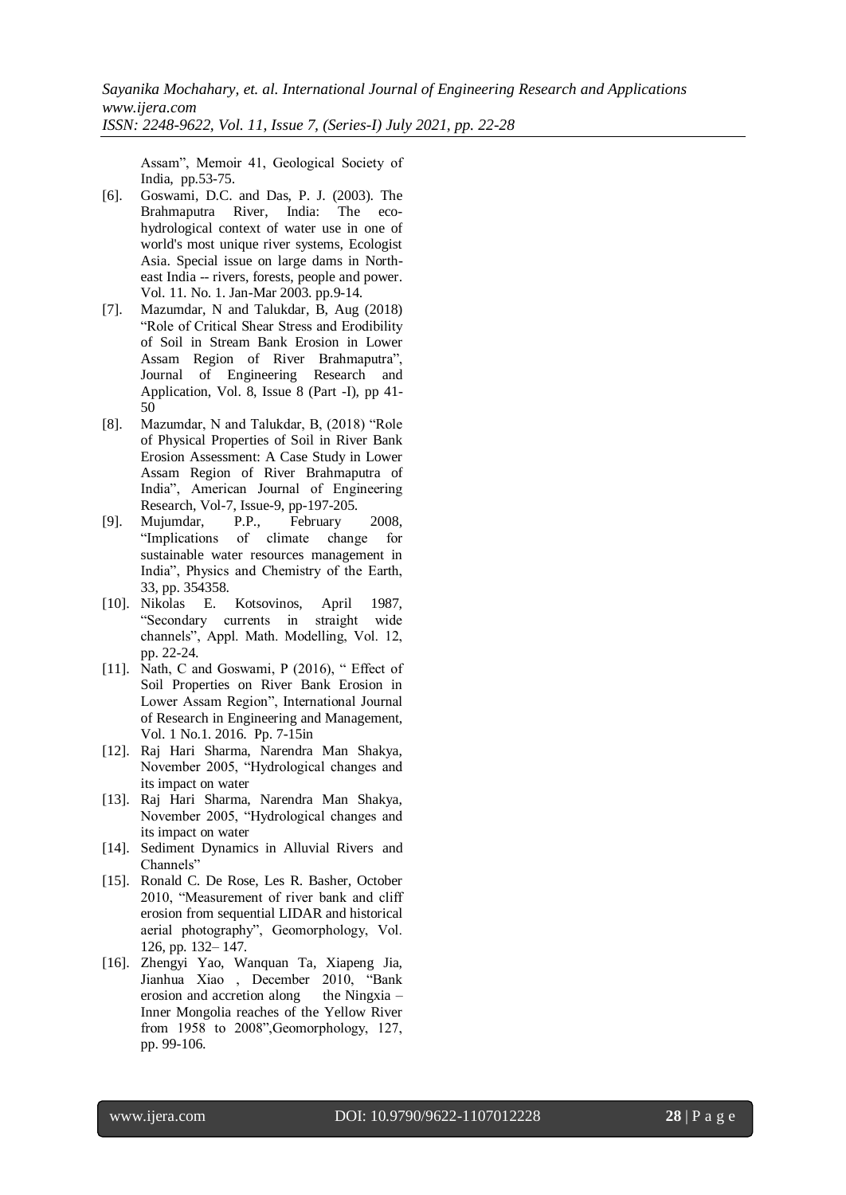Assam", Memoir 41, Geological Society of India, pp.53-75.

[6]. Goswami, D.C. and Das, P. J. (2003). The Brahmaputra River, India: The eco-hydrological context of water use in one of world's most unique river systems, Ecologist Asia. Special issue on large dams in North-east India -- rivers, forests, people and power. Vol. 11. No. 1. Jan-Mar 2003. pp.9-14.

[7]. Mazumdar, N and Talukdar, B, Aug (2018) "Role of Critical Shear Stress and Erodibility of Soil in Stream Bank Erosion in Lower Assam Region of River Brahmaputra", Journal of Engineering Research and Application, Vol. 8, Issue 8 (Part -I), pp 41-50

[8]. Mazumdar, N and Talukdar, B, (2018) "Role of Physical Properties of Soil in River Bank Erosion Assessment: A Case Study in Lower Assam Region of River Brahmaputra of India", American Journal of Engineering Research, Vol-7, Issue-9, pp-197-205.

[9]. Mujumdar, P.P., February 2008, "Implications of climate change for sustainable water resources management in India", Physics and Chemistry of the Earth, 33, pp. 354358.

[10]. Nikolas E. Kotsovinos, April 1987, "Secondary currents in straight wide channels", Appl. Math. Modelling, Vol. 12, pp. 22-24.

[11]. Nath, C and Goswami, P (2016), " Effect of Soil Properties on River Bank Erosion in Lower Assam Region", International Journal of Research in Engineering and Management, Vol. 1 No.1. 2016. Pp. 7-15in

[12]. Raj Hari Sharma, Narendra Man Shakya, November 2005, "Hydrological changes and its impact on water

[13]. Raj Hari Sharma, Narendra Man Shakya, November 2005, "Hydrological changes and its impact on water

[14]. Sediment Dynamics in Alluvial Rivers and Channels"

[15]. Ronald C. De Rose, Les R. Basher, October 2010, "Measurement of river bank and cliff erosion from sequential LIDAR and historical aerial photography", Geomorphology, Vol. 126, pp. 132– 147.

[16]. Zhengyi Yao, Wanquan Ta, Xiapeng Jia, Jianhua Xiao , December 2010, "Bank erosion and accretion along the Ningxia – Inner Mongolia reaches of the Yellow River from 1958 to 2008",Geomorphology, 127, pp. 99-106.